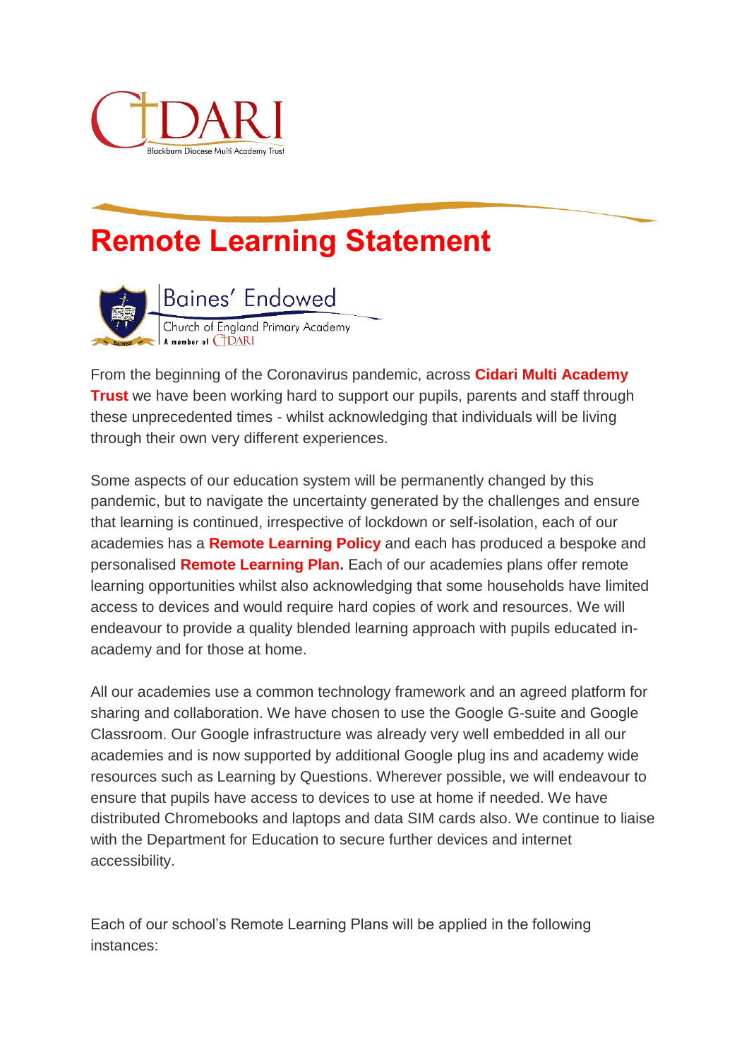CIDARI

Blackburn Diocese Multi Academy Trust

# Remote Learning Statement

Baines' Endowed

Church of England Primary Academy

A member of CIDARI

From the beginning of the Coronavirus pandemic, across **Cidari Multi Academy Trust** we have been working hard to support our pupils, parents and staff through these unprecedented times - whilst acknowledging that individuals will be living through their own very different experiences.

Some aspects of our education system will be permanently changed by this pandemic, but to navigate the uncertainty generated by the challenges and ensure that learning is continued, irrespective of lockdown or self-isolation, each of our academies has a **Remote Learning Policy** and each has produced a bespoke and personalised **Remote Learning Plan.** Each of our academies plans offer remote learning opportunities whilst also acknowledging that some households have limited access to devices and would require hard copies of work and resources. We will endeavour to provide a quality blended learning approach with pupils educated in-academy and for those at home.

All our academies use a common technology framework and an agreed platform for sharing and collaboration. We have chosen to use the Google G-suite and Google Classroom. Our Google infrastructure was already very well embedded in all our academies and is now supported by additional Google plug ins and academy wide resources such as Learning by Questions. Wherever possible, we will endeavour to ensure that pupils have access to devices to use at home if needed. We have distributed Chromebooks and laptops and data SIM cards also. We continue to liaise with the Department for Education to secure further devices and internet accessibility.

Each of our school's Remote Learning Plans will be applied in the following instances: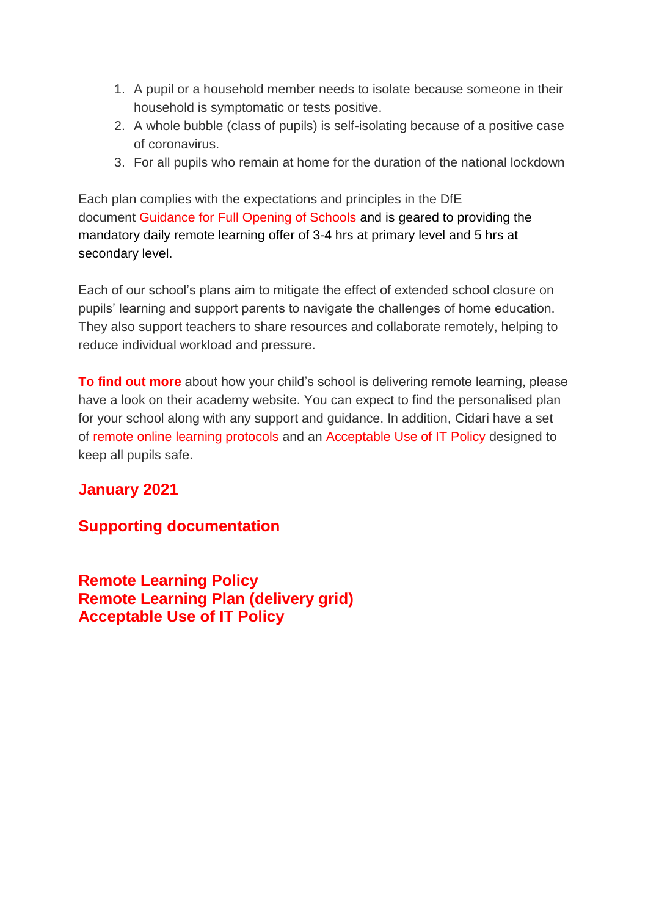1. A pupil or a household member needs to isolate because someone in their household is symptomatic or tests positive.
2. A whole bubble (class of pupils) is self-isolating because of a positive case of coronavirus.
3. For all pupils who remain at home for the duration of the national lockdown

Each plan complies with the expectations and principles in the DfE document Guidance for Full Opening of Schools and is geared to providing the mandatory daily remote learning offer of 3-4 hrs at primary level and 5 hrs at secondary level.

Each of our school's plans aim to mitigate the effect of extended school closure on pupils' learning and support parents to navigate the challenges of home education. They also support teachers to share resources and collaborate remotely, helping to reduce individual workload and pressure.

**To find out more** about how your child's school is delivering remote learning, please have a look on their academy website. You can expect to find the personalised plan for your school along with any support and guidance. In addition, Cidari have a set of remote online learning protocols and an Acceptable Use of IT Policy designed to keep all pupils safe.

**January 2021**

**Supporting documentation**

**Remote Learning Policy**
**Remote Learning Plan (delivery grid)**
**Acceptable Use of IT Policy**